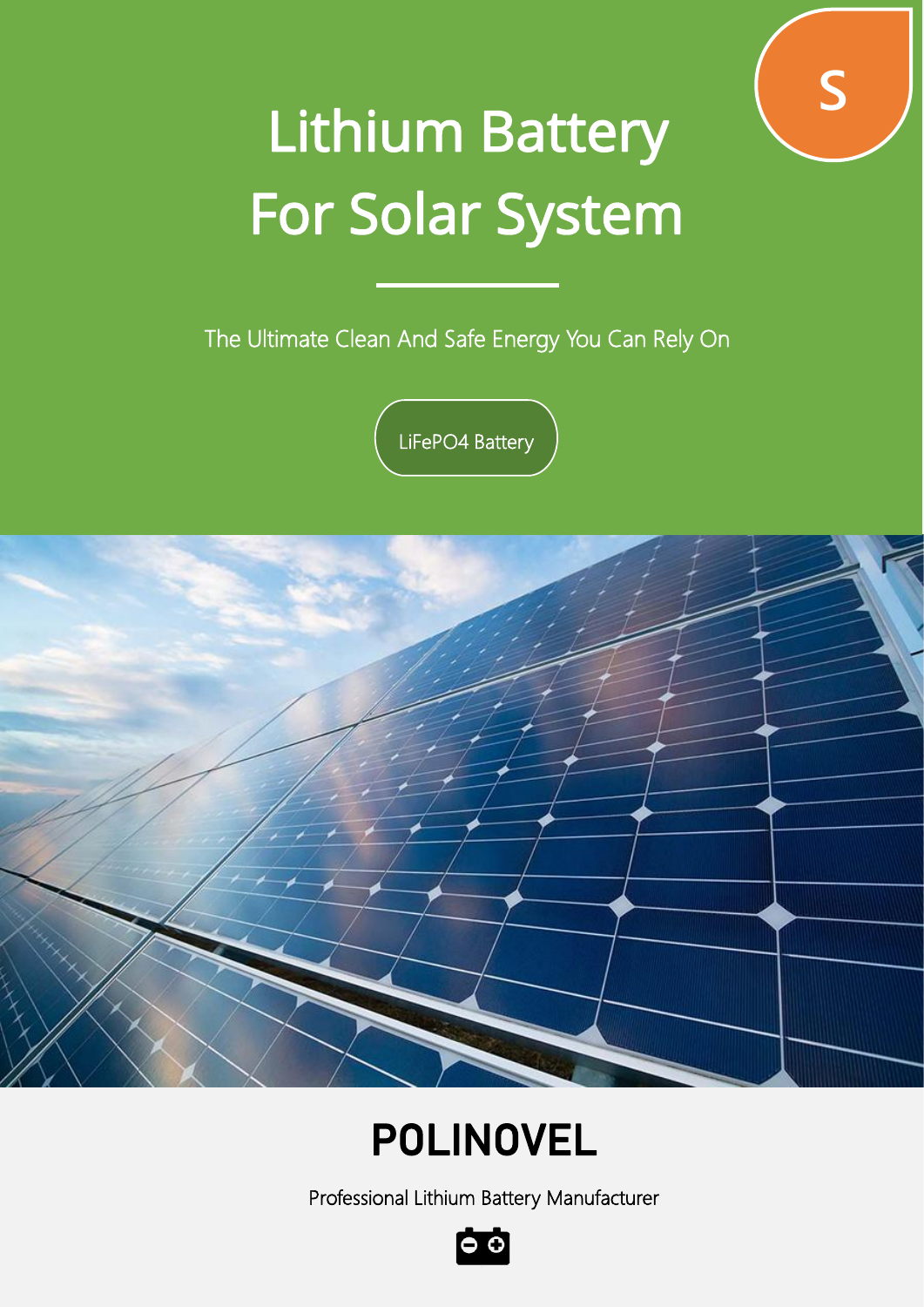# Lithium Battery For Solar System

The Ultimate Clean And Safe Energy You Can Rely On

LiFePO4 Battery

## POLINOVEL

Professional Lithium Battery Manufacturer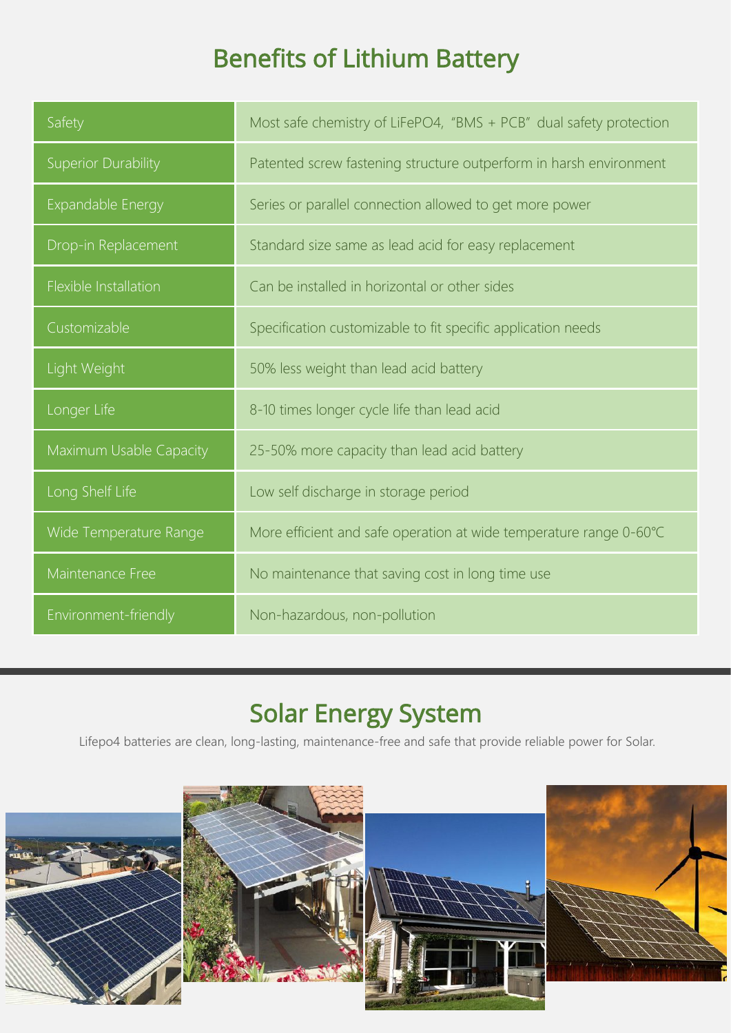## Benefits of Lithium Battery

| | |
|---|---|
| Safety | Most safe chemistry of LiFePO4, "BMS + PCB" dual safety protection |
| Superior Durability | Patented screw fastening structure outperform in harsh environment |
| Expandable Energy | Series or parallel connection allowed to get more power |
| Drop-in Replacement | Standard size same as lead acid for easy replacement |
| Flexible Installation | Can be installed in horizontal or other sides |
| Customizable | Specification customizable to fit specific application needs |
| Light Weight | 50% less weight than lead acid battery |
| Longer Life | 8-10 times longer cycle life than lead acid |
| Maximum Usable Capacity | 25-50% more capacity than lead acid battery |
| Long Shelf Life | Low self discharge in storage period |
| Wide Temperature Range | More efficient and safe operation at wide temperature range 0-60℃ |
| Maintenance Free | No maintenance that saving cost in long time use |
| Environment-friendly | Non-hazardous, non-pollution |

## Solar Energy System

Lifepo4 batteries are clean, long-lasting, maintenance-free and safe that provide reliable power for Solar.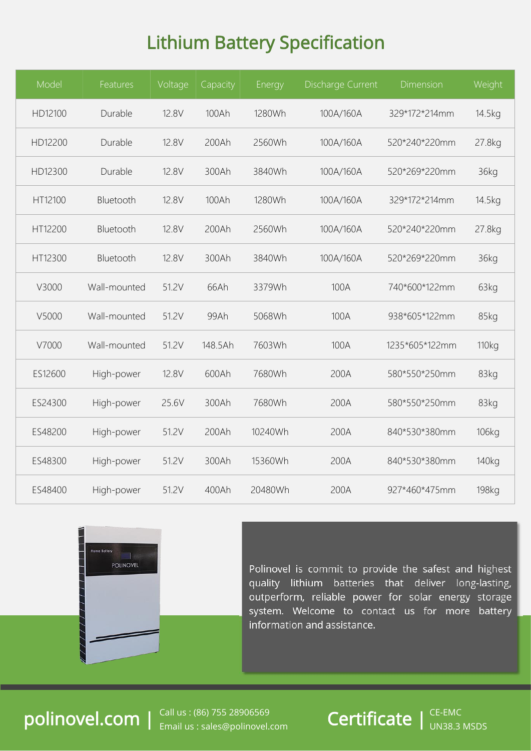# Lithium Battery Specification

| Model | Features | Voltage | Capacity | Energy | Discharge Current | Dimension | Weight |
|---|---|---|---|---|---|---|---|
| HD12100 | Durable | 12.8V | 100Ah | 1280Wh | 100A/160A | 329*172*214mm | 14.5kg |
| HD12200 | Durable | 12.8V | 200Ah | 2560Wh | 100A/160A | 520*240*220mm | 27.8kg |
| HD12300 | Durable | 12.8V | 300Ah | 3840Wh | 100A/160A | 520*269*220mm | 36kg |
| HT12100 | Bluetooth | 12.8V | 100Ah | 1280Wh | 100A/160A | 329*172*214mm | 14.5kg |
| HT12200 | Bluetooth | 12.8V | 200Ah | 2560Wh | 100A/160A | 520*240*220mm | 27.8kg |
| HT12300 | Bluetooth | 12.8V | 300Ah | 3840Wh | 100A/160A | 520*269*220mm | 36kg |
| V3000 | Wall-mounted | 51.2V | 66Ah | 3379Wh | 100A | 740*600*122mm | 63kg |
| V5000 | Wall-mounted | 51.2V | 99Ah | 5068Wh | 100A | 938*605*122mm | 85kg |
| V7000 | Wall-mounted | 51.2V | 148.5Ah | 7603Wh | 100A | 1235*605*122mm | 110kg |
| ES12600 | High-power | 12.8V | 600Ah | 7680Wh | 200A | 580*550*250mm | 83kg |
| ES24300 | High-power | 25.6V | 300Ah | 7680Wh | 200A | 580*550*250mm | 83kg |
| ES48200 | High-power | 51.2V | 200Ah | 10240Wh | 200A | 840*530*380mm | 106kg |
| ES48300 | High-power | 51.2V | 300Ah | 15360Wh | 200A | 840*530*380mm | 140kg |
| ES48400 | High-power | 51.2V | 400Ah | 20480Wh | 200A | 927*460*475mm | 198kg |

Polinovel is commit to provide the safest and highest quality lithium batteries that deliver long-lasting, outperform, reliable power for solar energy storage system. Welcome to contact us for more battery information and assistance.

polinovel.com | Call us : (86) 755 28906569
Email us : sales@polinovel.com

Certificate | CE-EMC
UN38.3 MSDS